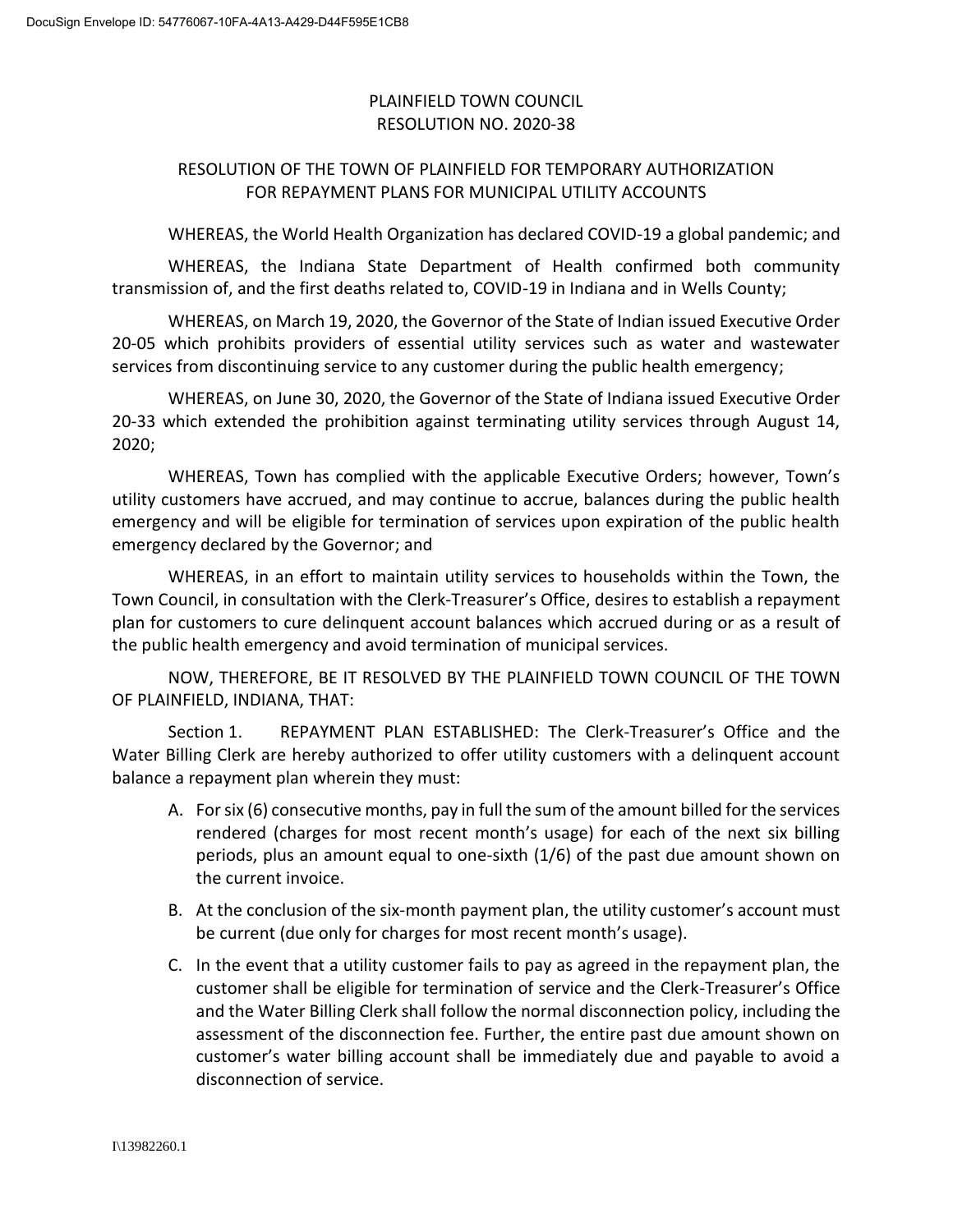PLAINFIELD TOWN COUNCIL
RESOLUTION NO. 2020-38

RESOLUTION OF THE TOWN OF PLAINFIELD FOR TEMPORARY AUTHORIZATION FOR REPAYMENT PLANS FOR MUNICIPAL UTILITY ACCOUNTS

WHEREAS, the World Health Organization has declared COVID-19 a global pandemic; and

WHEREAS, the Indiana State Department of Health confirmed both community transmission of, and the first deaths related to, COVID-19 in Indiana and in Wells County;

WHEREAS, on March 19, 2020, the Governor of the State of Indian issued Executive Order 20-05 which prohibits providers of essential utility services such as water and wastewater services from discontinuing service to any customer during the public health emergency;

WHEREAS, on June 30, 2020, the Governor of the State of Indiana issued Executive Order 20-33 which extended the prohibition against terminating utility services through August 14, 2020;

WHEREAS, Town has complied with the applicable Executive Orders; however, Town's utility customers have accrued, and may continue to accrue, balances during the public health emergency and will be eligible for termination of services upon expiration of the public health emergency declared by the Governor; and

WHEREAS, in an effort to maintain utility services to households within the Town, the Town Council, in consultation with the Clerk-Treasurer's Office, desires to establish a repayment plan for customers to cure delinquent account balances which accrued during or as a result of the public health emergency and avoid termination of municipal services.

NOW, THEREFORE, BE IT RESOLVED BY THE PLAINFIELD TOWN COUNCIL OF THE TOWN OF PLAINFIELD, INDIANA, THAT:

Section 1. REPAYMENT PLAN ESTABLISHED: The Clerk-Treasurer's Office and the Water Billing Clerk are hereby authorized to offer utility customers with a delinquent account balance a repayment plan wherein they must:

A. For six (6) consecutive months, pay in full the sum of the amount billed for the services rendered (charges for most recent month's usage) for each of the next six billing periods, plus an amount equal to one-sixth (1/6) of the past due amount shown on the current invoice.

B. At the conclusion of the six-month payment plan, the utility customer's account must be current (due only for charges for most recent month's usage).

C. In the event that a utility customer fails to pay as agreed in the repayment plan, the customer shall be eligible for termination of service and the Clerk-Treasurer's Office and the Water Billing Clerk shall follow the normal disconnection policy, including the assessment of the disconnection fee. Further, the entire past due amount shown on customer's water billing account shall be immediately due and payable to avoid a disconnection of service.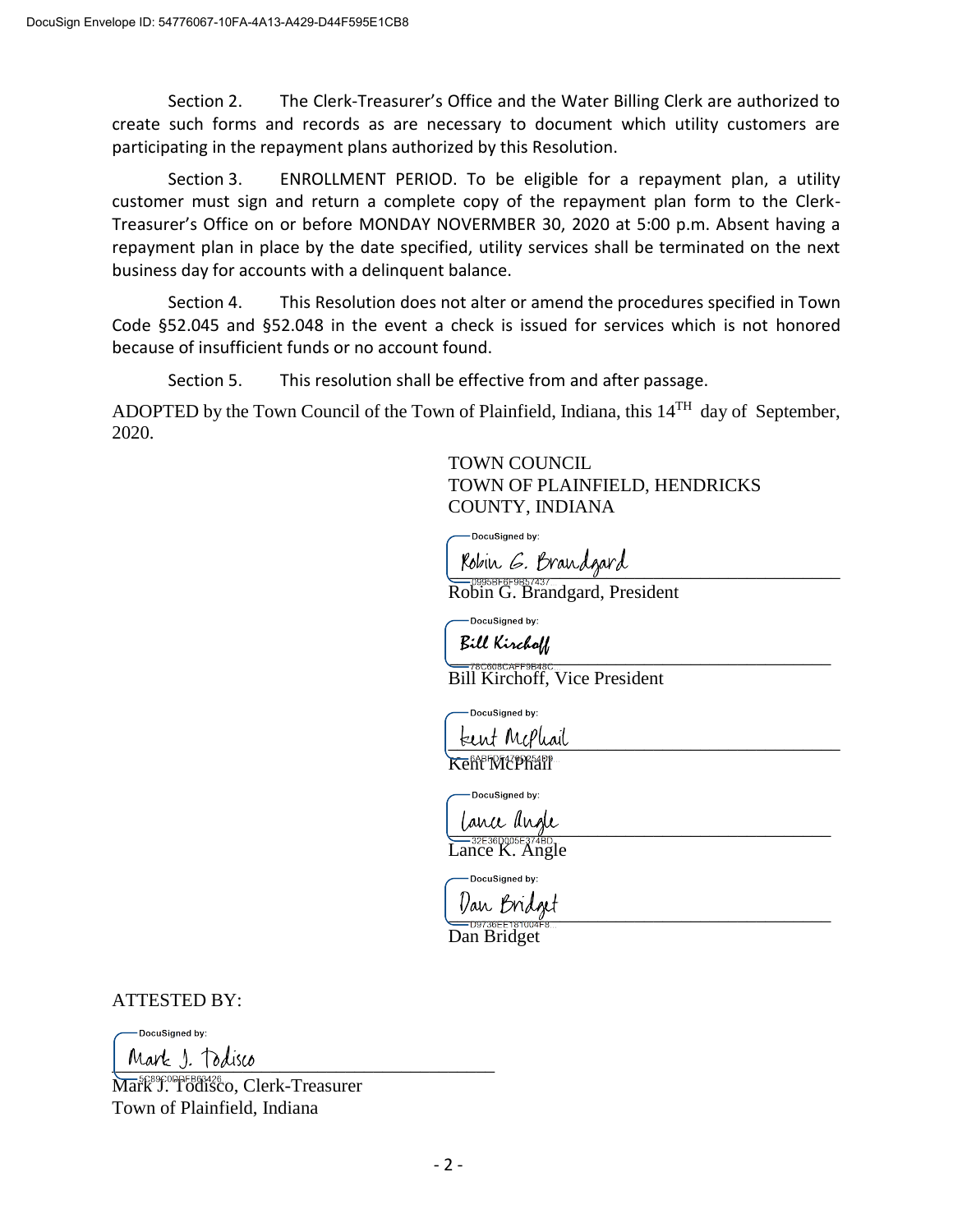Section 2. The Clerk-Treasurer's Office and the Water Billing Clerk are authorized to create such forms and records as are necessary to document which utility customers are participating in the repayment plans authorized by this Resolution.

Section 3. ENROLLMENT PERIOD. To be eligible for a repayment plan, a utility customer must sign and return a complete copy of the repayment plan form to the Clerk-Treasurer's Office on or before MONDAY NOVERMBER 30, 2020 at 5:00 p.m. Absent having a repayment plan in place by the date specified, utility services shall be terminated on the next business day for accounts with a delinquent balance.

Section 4. This Resolution does not alter or amend the procedures specified in Town Code §52.045 and §52.048 in the event a check is issued for services which is not honored because of insufficient funds or no account found.

Section 5. This resolution shall be effective from and after passage.

ADOPTED by the Town Council of the Town of Plainfield, Indiana, this 14TH day of September, 2020.

TOWN COUNCIL
TOWN OF PLAINFIELD, HENDRICKS COUNTY, INDIANA

DocuSigned by:
Robin G. Brandgard
Robin G. Brandgard, President

DocuSigned by:
Bill Kirchoff
Bill Kirchoff, Vice President

DocuSigned by:
Kent McPhail
Kent McPhail

DocuSigned by:
Lance Angle
Lance K. Angle

DocuSigned by:
Dan Bridget
Dan Bridget

ATTESTED BY:

DocuSigned by:
Mark J. Todisco
Mark J. Todisco, Clerk-Treasurer
Town of Plainfield, Indiana